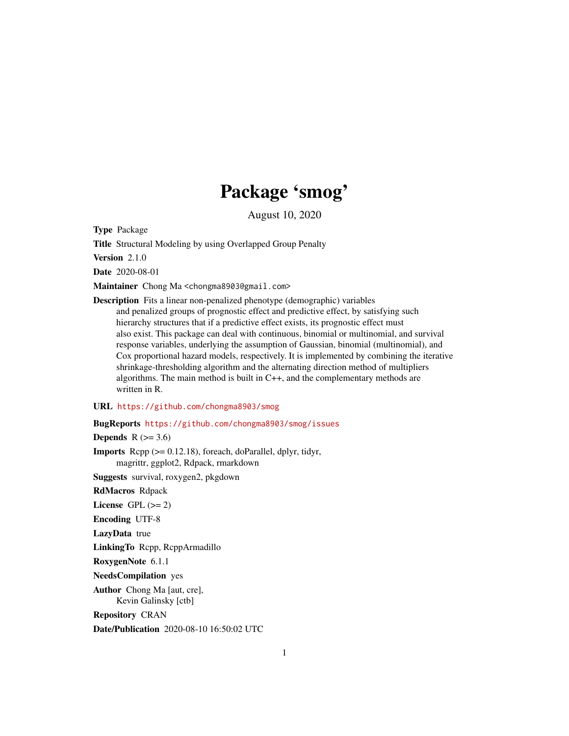# Package 'smog'

August 10, 2020

**Type** Package

**Title** Structural Modeling by using Overlapped Group Penalty

**Version** 2.1.0

**Date** 2020-08-01

**Maintainer** Chong Ma <chongma8903@gmail.com>

**Description** Fits a linear non-penalized phenotype (demographic) variables and penalized groups of prognostic effect and predictive effect, by satisfying such hierarchy structures that if a predictive effect exists, its prognostic effect must also exist. This package can deal with continuous, binomial or multinomial, and survival response variables, underlying the assumption of Gaussian, binomial (multinomial), and Cox proportional hazard models, respectively. It is implemented by combining the iterative shrinkage-thresholding algorithm and the alternating direction method of multipliers algorithms. The main method is built in C++, and the complementary methods are written in R.

**URL** https://github.com/chongma8903/smog

**BugReports** https://github.com/chongma8903/smog/issues

**Depends** R (>= 3.6)

**Imports** Rcpp (>= 0.12.18), foreach, doParallel, dplyr, tidyr, magrittr, ggplot2, Rdpack, rmarkdown

**Suggests** survival, roxygen2, pkgdown

**RdMacros** Rdpack

**License** GPL (>= 2)

**Encoding** UTF-8

**LazyData** true

**LinkingTo** Rcpp, RcppArmadillo

**RoxygenNote** 6.1.1

**NeedsCompilation** yes

**Author** Chong Ma [aut, cre], Kevin Galinsky [ctb]

**Repository** CRAN

**Date/Publication** 2020-08-10 16:50:02 UTC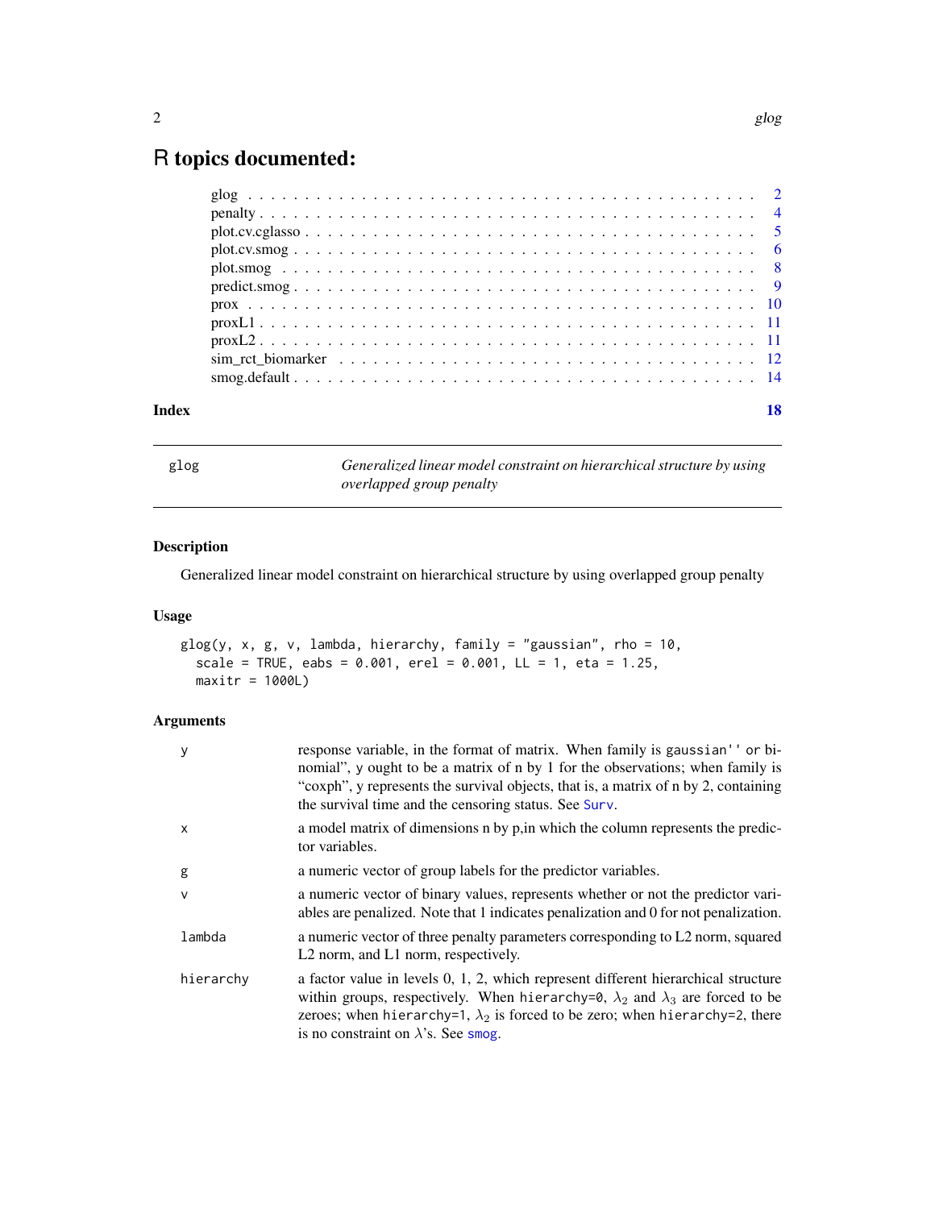# R topics documented:

| | |
|---|---|
| glog | 2 |
| penalty | 4 |
| plot.cv.cglasso | 5 |
| plot.cv.smog | 6 |
| plot.smog | 8 |
| predict.smog | 9 |
| prox | 10 |
| proxL1 | 11 |
| proxL2 | 11 |
| sim_rct_biomarker | 12 |
| smog.default | 14 |
| **Index** | **18** |

---

glog — *Generalized linear model constraint on hierarchical structure by using overlapped group penalty*

---

## Description

Generalized linear model constraint on hierarchical structure by using overlapped group penalty

## Usage

```
glog(y, x, g, v, lambda, hierarchy, family = "gaussian", rho = 10,
  scale = TRUE, eabs = 0.001, erel = 0.001, LL = 1, eta = 1.25,
  maxitr = 1000L)
```

## Arguments

| | |
|---|---|
| `y` | response variable, in the format of matrix. When family is `gaussian''` or binomial", y ought to be a matrix of n by 1 for the observations; when family is "coxph", y represents the survival objects, that is, a matrix of n by 2, containing the survival time and the censoring status. See `Surv`. |
| `x` | a model matrix of dimensions n by p,in which the column represents the predictor variables. |
| `g` | a numeric vector of group labels for the predictor variables. |
| `v` | a numeric vector of binary values, represents whether or not the predictor variables are penalized. Note that 1 indicates penalization and 0 for not penalization. |
| `lambda` | a numeric vector of three penalty parameters corresponding to L2 norm, squared L2 norm, and L1 norm, respectively. |
| `hierarchy` | a factor value in levels 0, 1, 2, which represent different hierarchical structure within groups, respectively. When `hierarchy=0`, $\lambda_2$ and $\lambda_3$ are forced to be zeroes; when `hierarchy=1`, $\lambda_2$ is forced to be zero; when `hierarchy=2`, there is no constraint on $\lambda$'s. See `smog`. |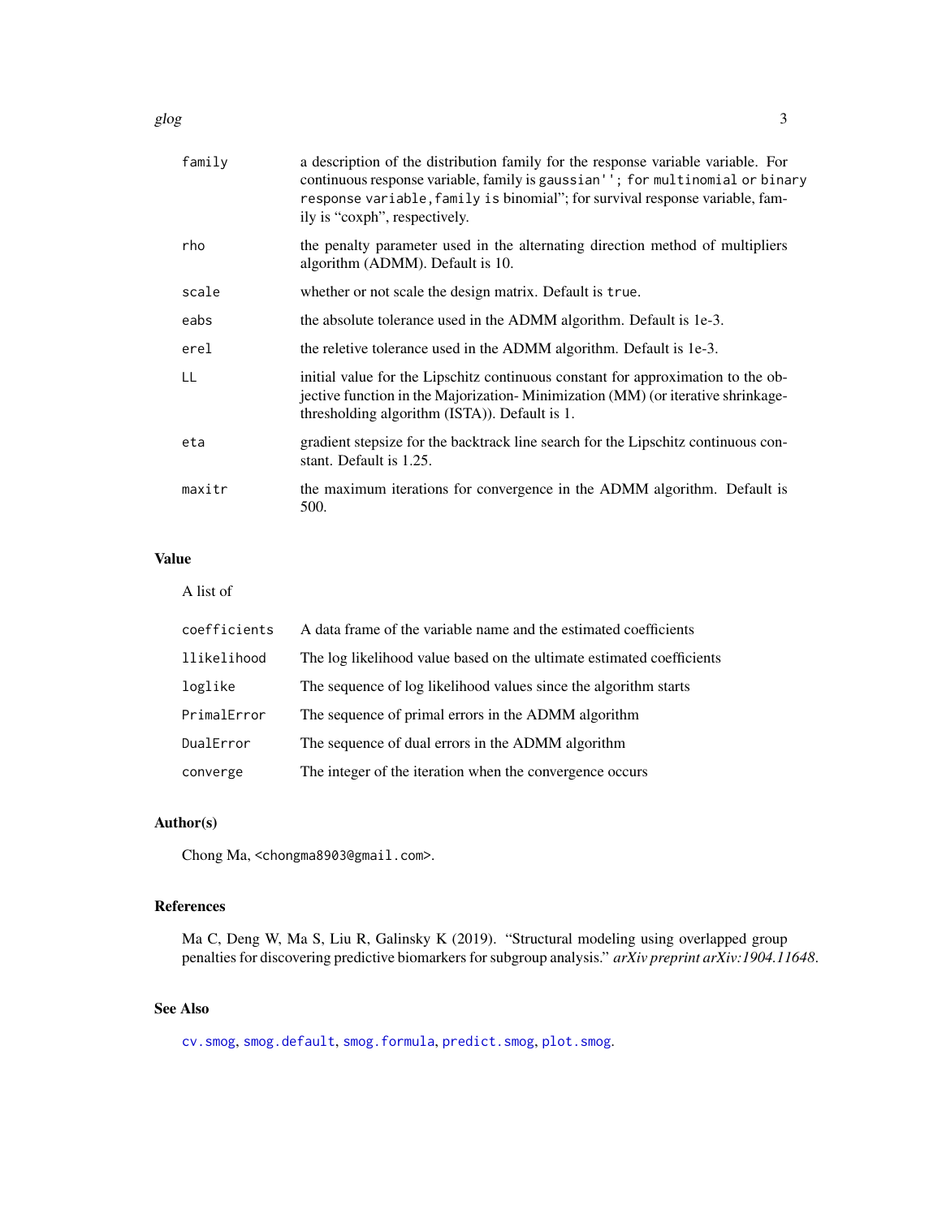| | |
|---|---|
| family | a description of the distribution family for the response variable variable. For continuous response variable, family is gaussian''; for multinomial or binary response variable, family is binomial"; for survival response variable, family is "coxph", respectively. |
| rho | the penalty parameter used in the alternating direction method of multipliers algorithm (ADMM). Default is 10. |
| scale | whether or not scale the design matrix. Default is true. |
| eabs | the absolute tolerance used in the ADMM algorithm. Default is 1e-3. |
| erel | the reletive tolerance used in the ADMM algorithm. Default is 1e-3. |
| LL | initial value for the Lipschitz continuous constant for approximation to the objective function in the Majorization- Minimization (MM) (or iterative shrinkage-thresholding algorithm (ISTA)). Default is 1. |
| eta | gradient stepsize for the backtrack line search for the Lipschitz continuous constant. Default is 1.25. |
| maxitr | the maximum iterations for convergence in the ADMM algorithm. Default is 500. |

## Value

A list of

| | |
|---|---|
| coefficients | A data frame of the variable name and the estimated coefficients |
| llikelihood | The log likelihood value based on the ultimate estimated coefficients |
| loglike | The sequence of log likelihood values since the algorithm starts |
| PrimalError | The sequence of primal errors in the ADMM algorithm |
| DualError | The sequence of dual errors in the ADMM algorithm |
| converge | The integer of the iteration when the convergence occurs |

## Author(s)

Chong Ma, <chongma8903@gmail.com>.

## References

Ma C, Deng W, Ma S, Liu R, Galinsky K (2019). "Structural modeling using overlapped group penalties for discovering predictive biomarkers for subgroup analysis." *arXiv preprint arXiv:1904.11648*.

## See Also

cv.smog, smog.default, smog.formula, predict.smog, plot.smog.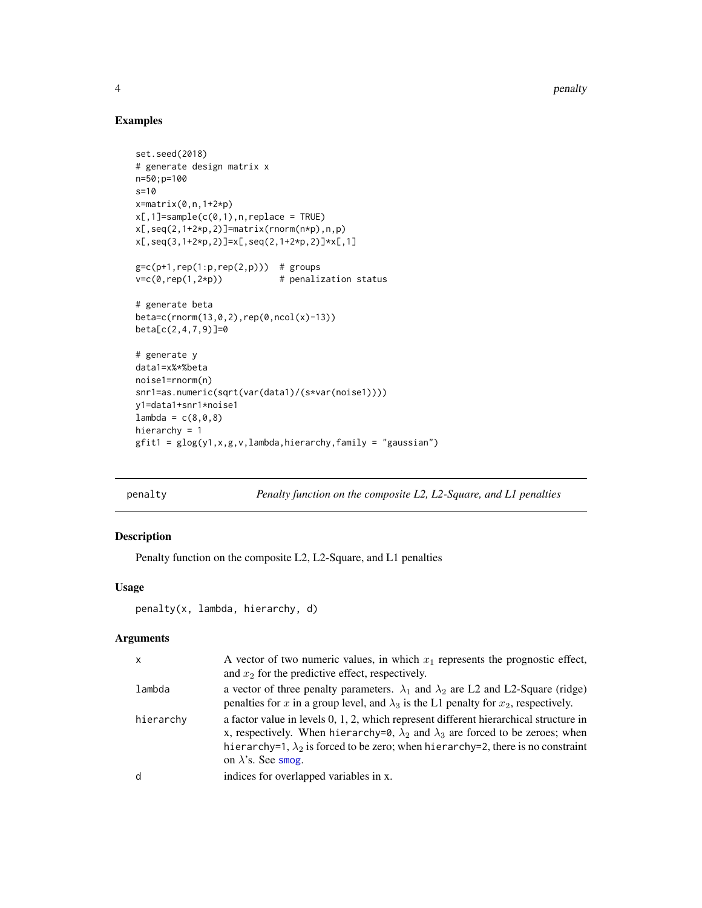## Examples

```
set.seed(2018)
# generate design matrix x
n=50;p=100
s=10
x=matrix(0,n,1+2*p)
x[,1]=sample(c(0,1),n,replace = TRUE)
x[,seq(2,1+2*p,2)]=matrix(rnorm(n*p),n,p)
x[,seq(3,1+2*p,2)]=x[,seq(2,1+2*p,2)]*x[,1]

g=c(p+1,rep(1:p,rep(2,p)))  # groups
v=c(0,rep(1,2*p))           # penalization status

# generate beta
beta=c(rnorm(13,0,2),rep(0,ncol(x)-13))
beta[c(2,4,7,9)]=0

# generate y
data1=x%*%beta
noise1=rnorm(n)
snr1=as.numeric(sqrt(var(data1)/(s*var(noise1))))
y1=data1+snr1*noise1
lambda = c(8,0,8)
hierarchy = 1
gfit1 = glog(y1,x,g,v,lambda,hierarchy,family = "gaussian")
```

---

# penalty — *Penalty function on the composite L2, L2-Square, and L1 penalties*

## Description

Penalty function on the composite L2, L2-Square, and L1 penalties

## Usage

```
penalty(x, lambda, hierarchy, d)
```

## Arguments

| Argument | Description |
|---|---|
| x | A vector of two numeric values, in which $x_1$ represents the prognostic effect, and $x_2$ for the predictive effect, respectively. |
| lambda | a vector of three penalty parameters. $\lambda_1$ and $\lambda_2$ are L2 and L2-Square (ridge) penalties for $x$ in a group level, and $\lambda_3$ is the L1 penalty for $x_2$, respectively. |
| hierarchy | a factor value in levels 0, 1, 2, which represent different hierarchical structure in x, respectively. When `hierarchy=0`, $\lambda_2$ and $\lambda_3$ are forced to be zeroes; when `hierarchy=1`, $\lambda_2$ is forced to be zero; when `hierarchy=2`, there is no constraint on $\lambda$'s. See `smog`. |
| d | indices for overlapped variables in x. |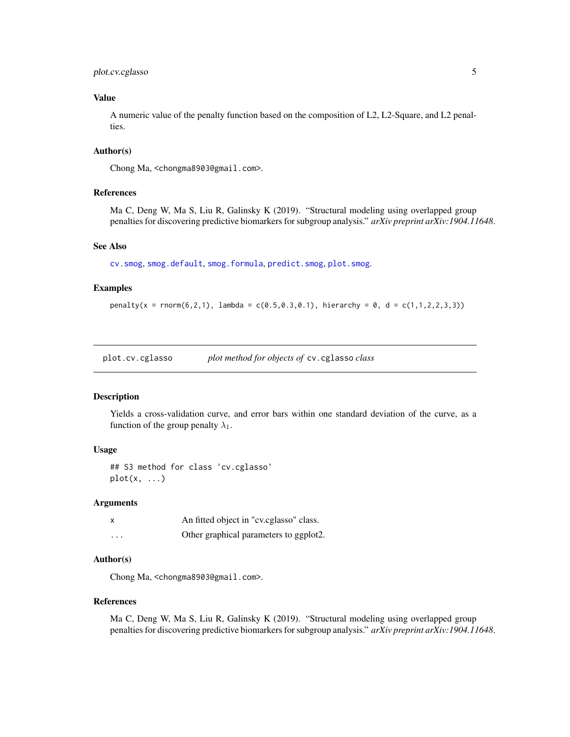### Value

A numeric value of the penalty function based on the composition of L2, L2-Square, and L2 penalties.

### Author(s)

Chong Ma, <chongma8903@gmail.com>.

### References

Ma C, Deng W, Ma S, Liu R, Galinsky K (2019). "Structural modeling using overlapped group penalties for discovering predictive biomarkers for subgroup analysis." *arXiv preprint arXiv:1904.11648*.

### See Also

cv.smog, smog.default, smog.formula, predict.smog, plot.smog.

### Examples

```
penalty(x = rnorm(6,2,1), lambda = c(0.5,0.3,0.1), hierarchy = 0, d = c(1,1,2,2,3,3))
```

---

## plot.cv.cglasso    *plot method for objects of* cv.cglasso *class*

---

### Description

Yields a cross-validation curve, and error bars within one standard deviation of the curve, as a function of the group penalty $\lambda_1$.

### Usage

```
## S3 method for class 'cv.cglasso'
plot(x, ...)
```

### Arguments

| | |
|---|---|
| x | An fitted object in "cv.cglasso" class. |
| ... | Other graphical parameters to ggplot2. |

### Author(s)

Chong Ma, <chongma8903@gmail.com>.

### References

Ma C, Deng W, Ma S, Liu R, Galinsky K (2019). "Structural modeling using overlapped group penalties for discovering predictive biomarkers for subgroup analysis." *arXiv preprint arXiv:1904.11648*.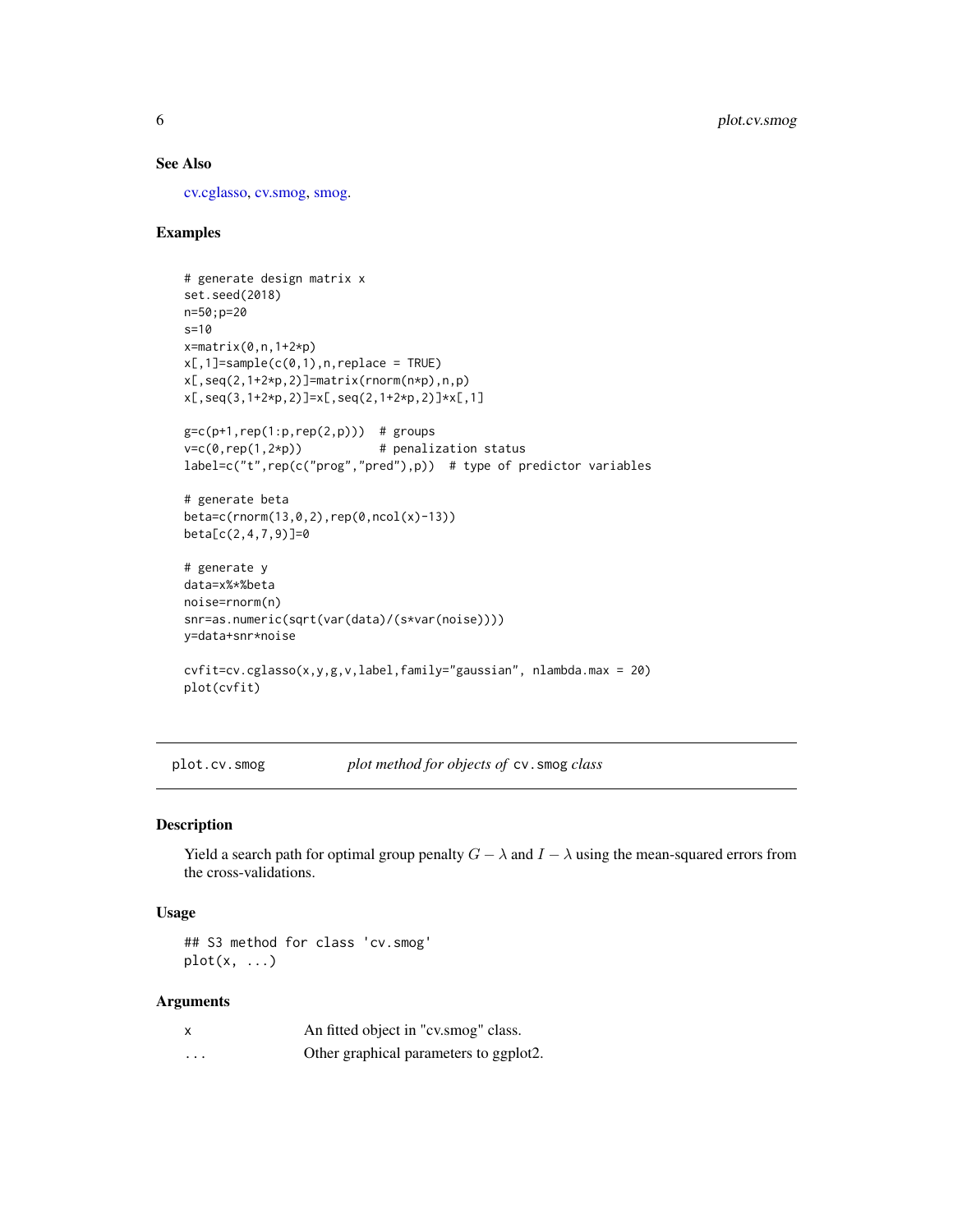### See Also

cv.cglasso, cv.smog, smog.

### Examples

```
# generate design matrix x
set.seed(2018)
n=50;p=20
s=10
x=matrix(0,n,1+2*p)
x[,1]=sample(c(0,1),n,replace = TRUE)
x[,seq(2,1+2*p,2)]=matrix(rnorm(n*p),n,p)
x[,seq(3,1+2*p,2)]=x[,seq(2,1+2*p,2)]*x[,1]

g=c(p+1,rep(1:p,rep(2,p)))  # groups
v=c(0,rep(1,2*p))           # penalization status
label=c("t",rep(c("prog","pred"),p))  # type of predictor variables

# generate beta
beta=c(rnorm(13,0,2),rep(0,ncol(x)-13))
beta[c(2,4,7,9)]=0

# generate y
data=x%*%beta
noise=rnorm(n)
snr=as.numeric(sqrt(var(data)/(s*var(noise))))
y=data+snr*noise

cvfit=cv.cglasso(x,y,g,v,label,family="gaussian", nlambda.max = 20)
plot(cvfit)
```

---

## plot.cv.smog &nbsp;&nbsp;&nbsp;&nbsp; *plot method for objects of* `cv.smog` *class*

### Description

Yield a search path for optimal group penalty $G - \lambda$ and $I - \lambda$ using the mean-squared errors from the cross-validations.

### Usage

```
## S3 method for class 'cv.smog'
plot(x, ...)
```

### Arguments

| | |
|---|---|
| x | An fitted object in "cv.smog" class. |
| ... | Other graphical parameters to ggplot2. |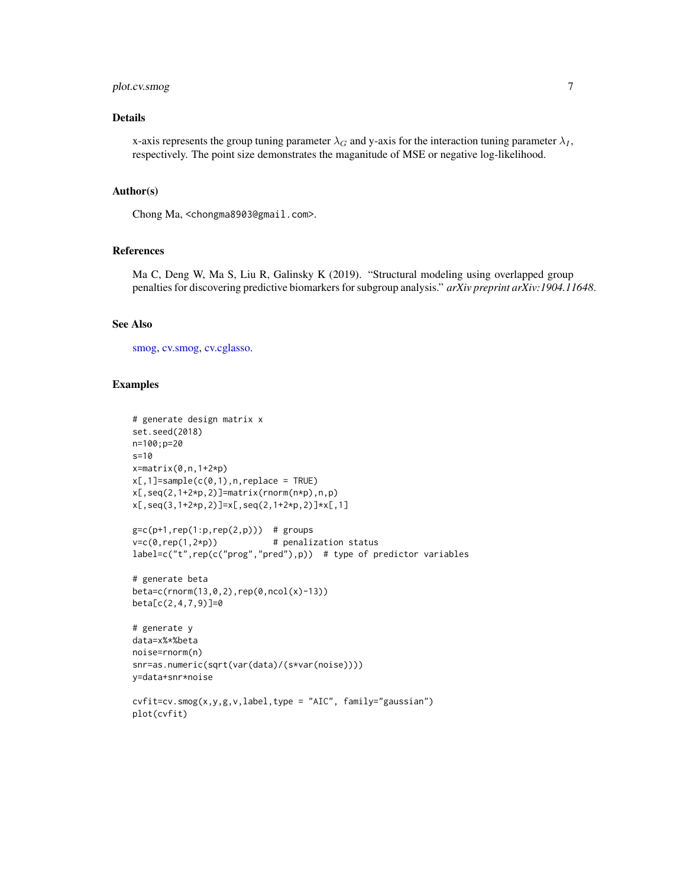## Details

x-axis represents the group tuning parameter $\lambda_G$ and y-axis for the interaction tuning parameter $\lambda_I$, respectively. The point size demonstrates the maganitude of MSE or negative log-likelihood.

## Author(s)

Chong Ma, <chongma8903@gmail.com>.

## References

Ma C, Deng W, Ma S, Liu R, Galinsky K (2019). "Structural modeling using overlapped group penalties for discovering predictive biomarkers for subgroup analysis." *arXiv preprint arXiv:1904.11648*.

## See Also

smog, cv.smog, cv.cglasso.

## Examples

```
# generate design matrix x
set.seed(2018)
n=100;p=20
s=10
x=matrix(0,n,1+2*p)
x[,1]=sample(c(0,1),n,replace = TRUE)
x[,seq(2,1+2*p,2)]=matrix(rnorm(n*p),n,p)
x[,seq(3,1+2*p,2)]=x[,seq(2,1+2*p,2)]*x[,1]

g=c(p+1,rep(1:p,rep(2,p)))  # groups
v=c(0,rep(1,2*p))           # penalization status
label=c("t",rep(c("prog","pred"),p))  # type of predictor variables

# generate beta
beta=c(rnorm(13,0,2),rep(0,ncol(x)-13))
beta[c(2,4,7,9)]=0

# generate y
data=x%*%beta
noise=rnorm(n)
snr=as.numeric(sqrt(var(data)/(s*var(noise))))
y=data+snr*noise

cvfit=cv.smog(x,y,g,v,label,type = "AIC", family="gaussian")
plot(cvfit)
```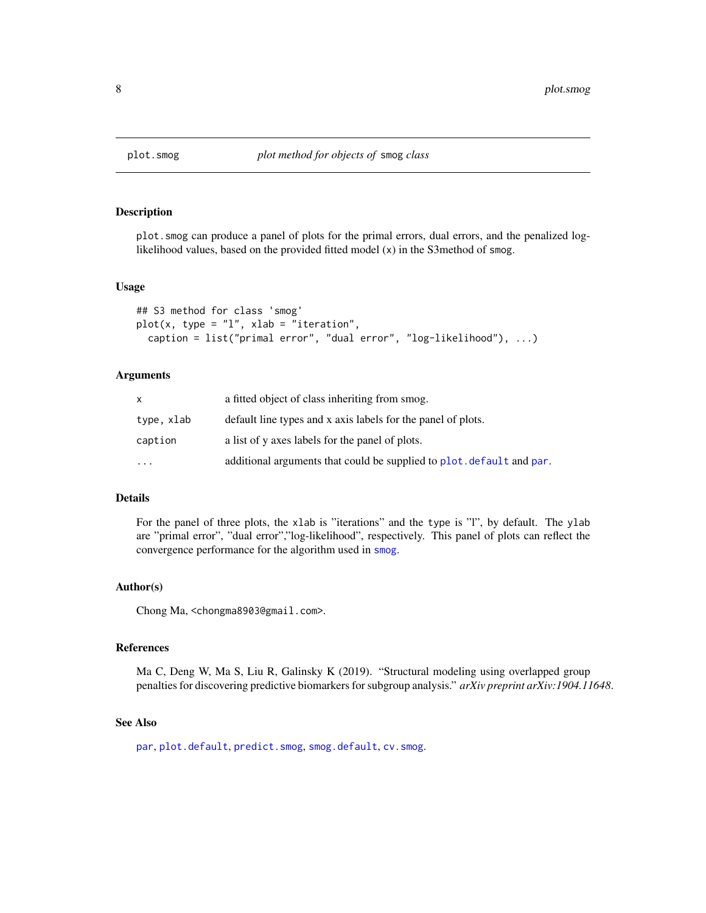# plot.smog — *plot method for objects of* smog *class*

## Description

plot.smog can produce a panel of plots for the primal errors, dual errors, and the penalized log-likelihood values, based on the provided fitted model (x) in the S3method of smog.

## Usage

```
## S3 method for class 'smog'
plot(x, type = "l", xlab = "iteration",
  caption = list("primal error", "dual error", "log-likelihood"), ...)
```

## Arguments

| | |
|---|---|
| x | a fitted object of class inheriting from smog. |
| type, xlab | default line types and x axis labels for the panel of plots. |
| caption | a list of y axes labels for the panel of plots. |
| ... | additional arguments that could be supplied to plot.default and par. |

## Details

For the panel of three plots, the xlab is "iterations" and the type is "l", by default. The ylab are "primal error", "dual error","log-likelihood", respectively. This panel of plots can reflect the convergence performance for the algorithm used in smog.

## Author(s)

Chong Ma, <chongma8903@gmail.com>.

## References

Ma C, Deng W, Ma S, Liu R, Galinsky K (2019). "Structural modeling using overlapped group penalties for discovering predictive biomarkers for subgroup analysis." *arXiv preprint arXiv:1904.11648*.

## See Also

par, plot.default, predict.smog, smog.default, cv.smog.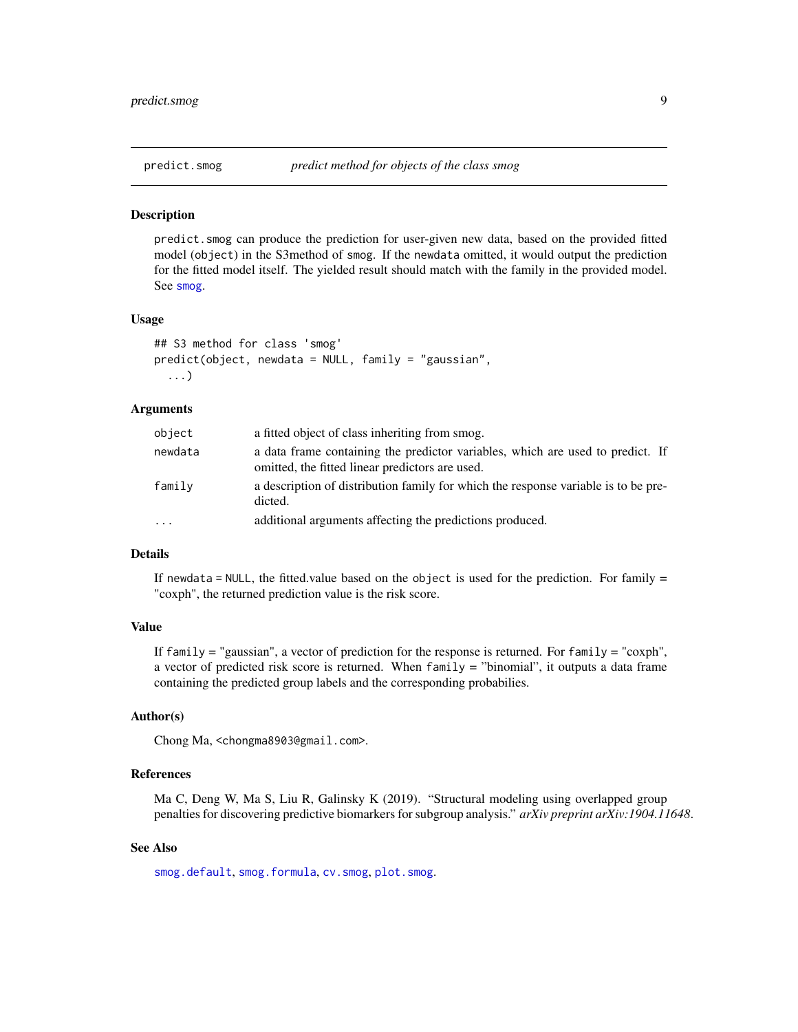## predict.smog — *predict method for objects of the class smog*

### Description

predict.smog can produce the prediction for user-given new data, based on the provided fitted model (object) in the S3method of smog. If the newdata omitted, it would output the prediction for the fitted model itself. The yielded result should match with the family in the provided model. See smog.

### Usage

```
## S3 method for class 'smog'
predict(object, newdata = NULL, family = "gaussian",
  ...)
```

### Arguments

| | |
|---|---|
| object | a fitted object of class inheriting from smog. |
| newdata | a data frame containing the predictor variables, which are used to predict. If omitted, the fitted linear predictors are used. |
| family | a description of distribution family for which the response variable is to be predicted. |
| ... | additional arguments affecting the predictions produced. |

### Details

If newdata = NULL, the fitted.value based on the object is used for the prediction. For family = "coxph", the returned prediction value is the risk score.

### Value

If family = "gaussian", a vector of prediction for the response is returned. For family = "coxph", a vector of predicted risk score is returned. When family = "binomial", it outputs a data frame containing the predicted group labels and the corresponding probabilies.

### Author(s)

Chong Ma, <chongma8903@gmail.com>.

### References

Ma C, Deng W, Ma S, Liu R, Galinsky K (2019). "Structural modeling using overlapped group penalties for discovering predictive biomarkers for subgroup analysis." *arXiv preprint arXiv:1904.11648*.

### See Also

smog.default, smog.formula, cv.smog, plot.smog.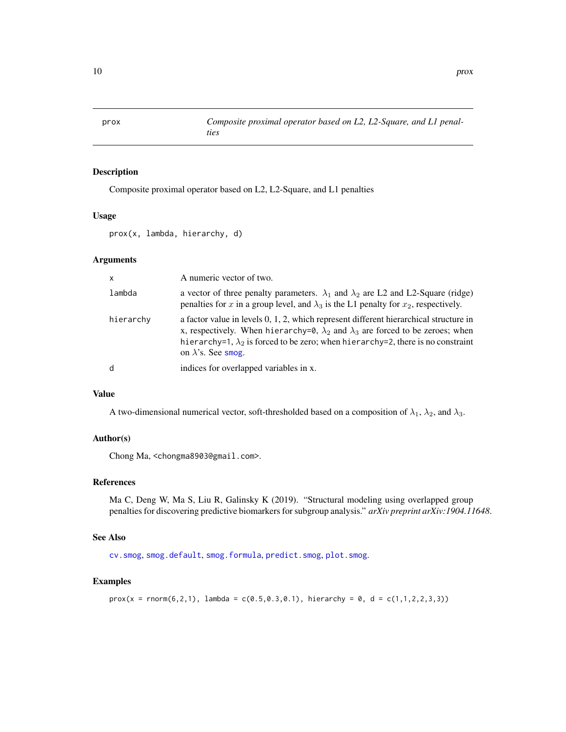# prox — *Composite proximal operator based on L2, L2-Square, and L1 penalties*

## Description

Composite proximal operator based on L2, L2-Square, and L1 penalties

## Usage

```
prox(x, lambda, hierarchy, d)
```

## Arguments

| | |
|---|---|
| x | A numeric vector of two. |
| lambda | a vector of three penalty parameters. $\lambda_1$ and $\lambda_2$ are L2 and L2-Square (ridge) penalties for $x$ in a group level, and $\lambda_3$ is the L1 penalty for $x_2$, respectively. |
| hierarchy | a factor value in levels 0, 1, 2, which represent different hierarchical structure in x, respectively. When `hierarchy=0`, $\lambda_2$ and $\lambda_3$ are forced to be zeroes; when `hierarchy=1`, $\lambda_2$ is forced to be zero; when `hierarchy=2`, there is no constraint on $\lambda$'s. See `smog`. |
| d | indices for overlapped variables in x. |

## Value

A two-dimensional numerical vector, soft-thresholded based on a composition of $\lambda_1$, $\lambda_2$, and $\lambda_3$.

## Author(s)

Chong Ma, <chongma8903@gmail.com>.

## References

Ma C, Deng W, Ma S, Liu R, Galinsky K (2019). "Structural modeling using overlapped group penalties for discovering predictive biomarkers for subgroup analysis." *arXiv preprint arXiv:1904.11648*.

## See Also

`cv.smog`, `smog.default`, `smog.formula`, `predict.smog`, `plot.smog`.

## Examples

```
prox(x = rnorm(6,2,1), lambda = c(0.5,0.3,0.1), hierarchy = 0, d = c(1,1,2,2,3,3))
```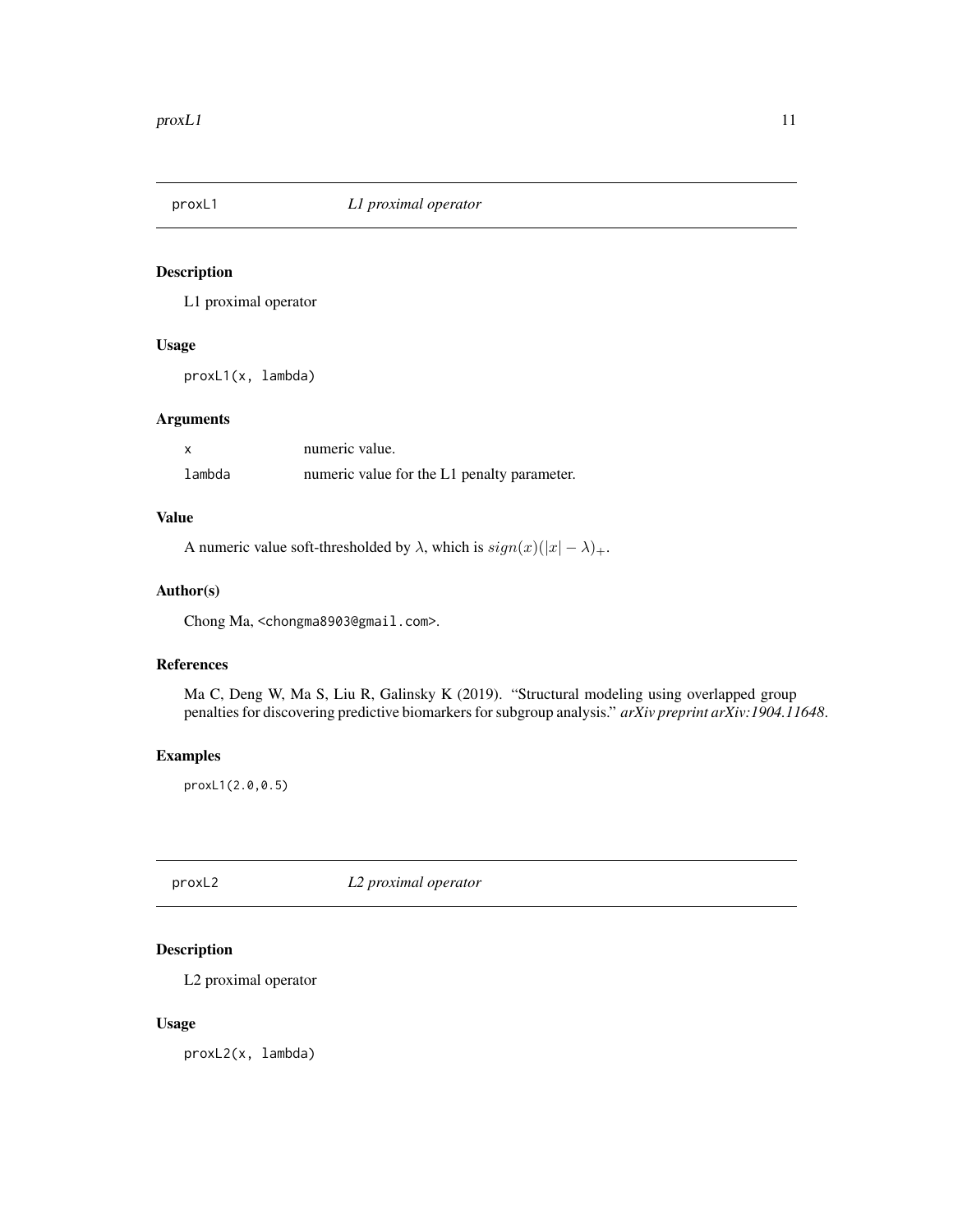## proxL1 &nbsp;&nbsp;&nbsp;&nbsp; *L1 proximal operator*

### Description

L1 proximal operator

### Usage

```
proxL1(x, lambda)
```

### Arguments

| | |
|---|---|
| `x` | numeric value. |
| `lambda` | numeric value for the L1 penalty parameter. |

### Value

A numeric value soft-thresholded by $\lambda$, which is $sign(x)(|x| - \lambda)_+$.

### Author(s)

Chong Ma, <chongma8903@gmail.com>.

### References

Ma C, Deng W, Ma S, Liu R, Galinsky K (2019). "Structural modeling using overlapped group penalties for discovering predictive biomarkers for subgroup analysis." *arXiv preprint arXiv:1904.11648*.

### Examples

```
proxL1(2.0,0.5)
```

## proxL2 &nbsp;&nbsp;&nbsp;&nbsp; *L2 proximal operator*

### Description

L2 proximal operator

### Usage

```
proxL2(x, lambda)
```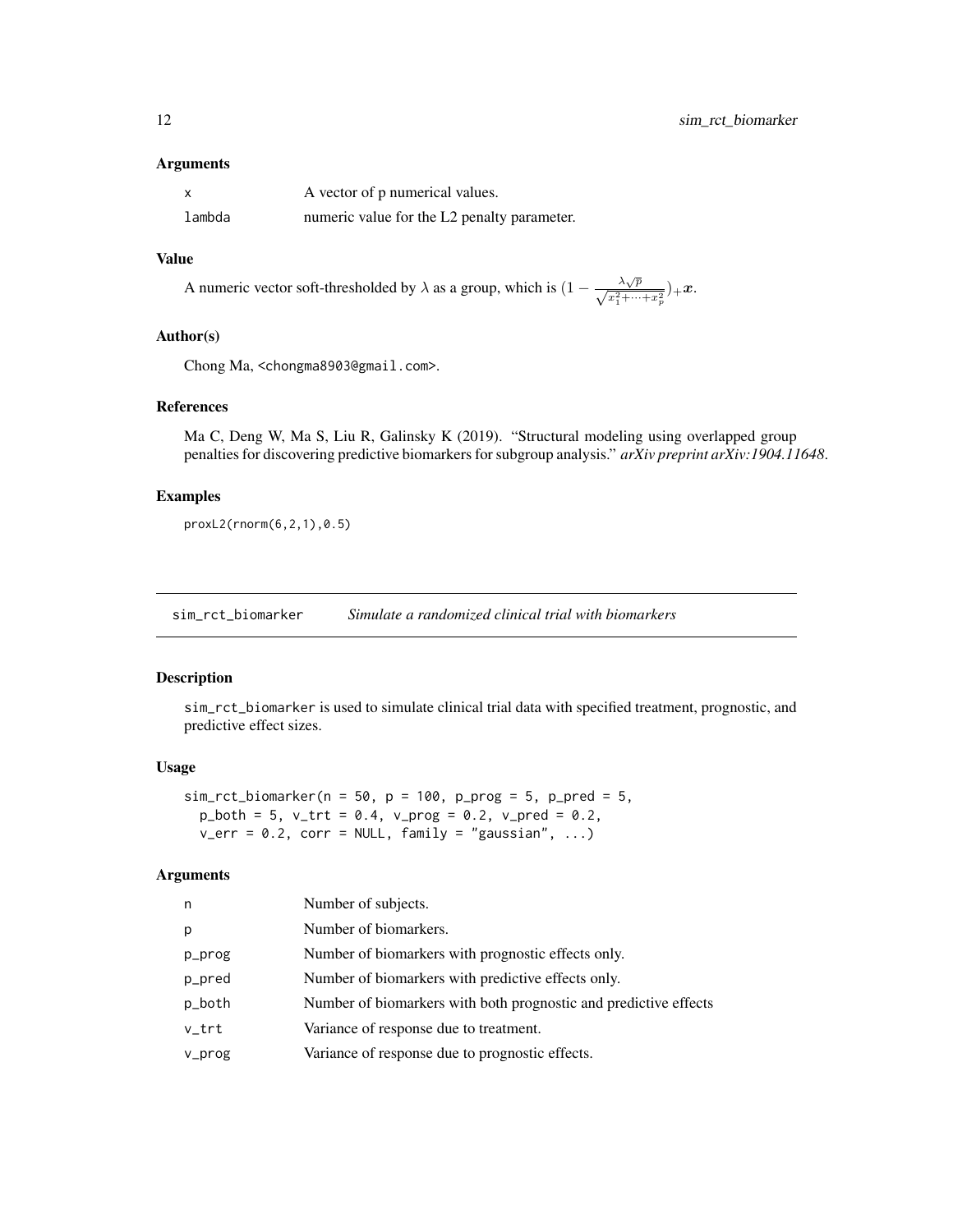### Arguments

| | |
|---|---|
| x | A vector of p numerical values. |
| lambda | numeric value for the L2 penalty parameter. |

### Value

A numeric vector soft-thresholded by $\lambda$ as a group, which is $(1 - \frac{\lambda\sqrt{p}}{\sqrt{x_1^2+\cdots+x_p^2}})_+\boldsymbol{x}$.

### Author(s)

Chong Ma, <chongma8903@gmail.com>.

### References

Ma C, Deng W, Ma S, Liu R, Galinsky K (2019). "Structural modeling using overlapped group penalties for discovering predictive biomarkers for subgroup analysis." *arXiv preprint arXiv:1904.11648*.

### Examples

```
proxL2(rnorm(6,2,1),0.5)
```

---

## sim_rct_biomarker — *Simulate a randomized clinical trial with biomarkers*

### Description

sim_rct_biomarker is used to simulate clinical trial data with specified treatment, prognostic, and predictive effect sizes.

### Usage

```
sim_rct_biomarker(n = 50, p = 100, p_prog = 5, p_pred = 5,
  p_both = 5, v_trt = 0.4, v_prog = 0.2, v_pred = 0.2,
  v_err = 0.2, corr = NULL, family = "gaussian", ...)
```

### Arguments

| | |
|---|---|
| n | Number of subjects. |
| p | Number of biomarkers. |
| p_prog | Number of biomarkers with prognostic effects only. |
| p_pred | Number of biomarkers with predictive effects only. |
| p_both | Number of biomarkers with both prognostic and predictive effects |
| v_trt | Variance of response due to treatment. |
| v_prog | Variance of response due to prognostic effects. |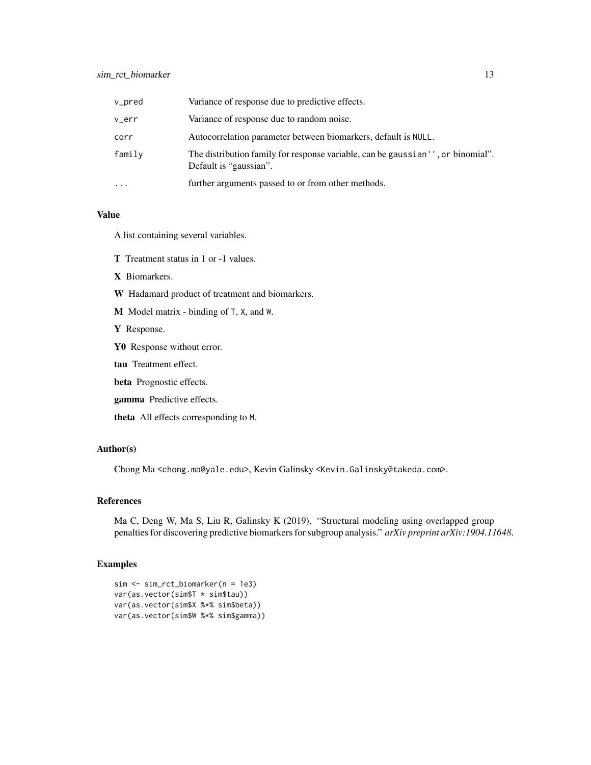| | |
|---|---|
| v_pred | Variance of response due to predictive effects. |
| v_err | Variance of response due to random noise. |
| corr | Autocorrelation parameter between biomarkers, default is NULL. |
| family | The distribution family for response variable, can be gaussian'', or binomial". Default is "gaussian". |
| ... | further arguments passed to or from other methods. |

## Value

A list containing several variables.

**T** Treatment status in 1 or -1 values.

**X** Biomarkers.

**W** Hadamard product of treatment and biomarkers.

**M** Model matrix - binding of T, X, and W.

**Y** Response.

**Y0** Response without error.

**tau** Treatment effect.

**beta** Prognostic effects.

**gamma** Predictive effects.

**theta** All effects corresponding to M.

## Author(s)

Chong Ma <chong.ma@yale.edu>, Kevin Galinsky <Kevin.Galinsky@takeda.com>.

## References

Ma C, Deng W, Ma S, Liu R, Galinsky K (2019). "Structural modeling using overlapped group penalties for discovering predictive biomarkers for subgroup analysis." *arXiv preprint arXiv:1904.11648*.

## Examples

```
sim <- sim_rct_biomarker(n = 1e3)
var(as.vector(sim$T * sim$tau))
var(as.vector(sim$X %*% sim$beta))
var(as.vector(sim$W %*% sim$gamma))
```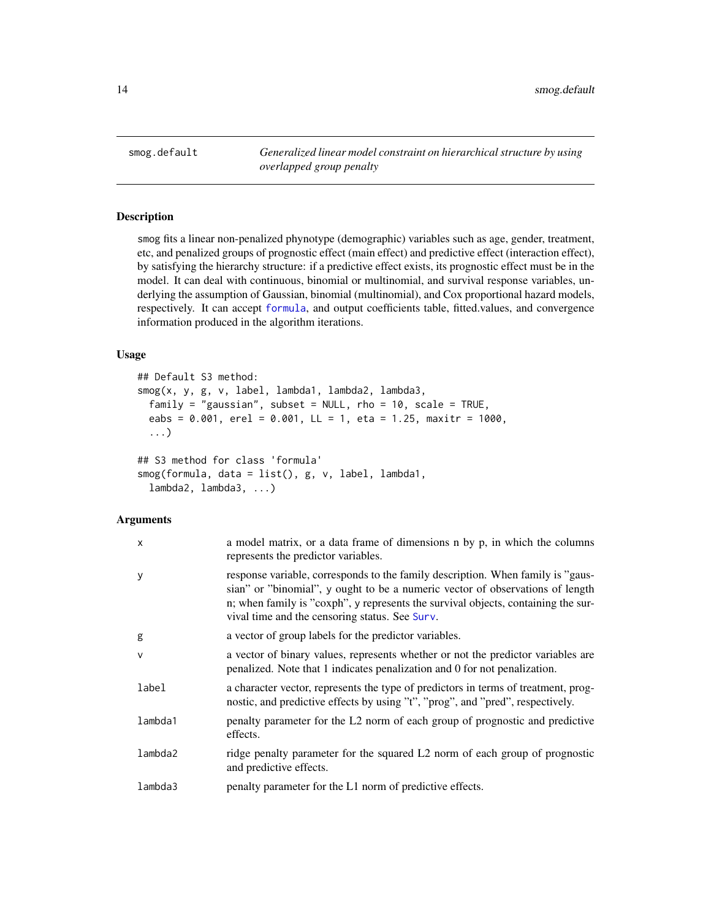## smog.default — *Generalized linear model constraint on hierarchical structure by using overlapped group penalty*

### Description

smog fits a linear non-penalized phynotype (demographic) variables such as age, gender, treatment, etc, and penalized groups of prognostic effect (main effect) and predictive effect (interaction effect), by satisfying the hierarchy structure: if a predictive effect exists, its prognostic effect must be in the model. It can deal with continuous, binomial or multinomial, and survival response variables, underlying the assumption of Gaussian, binomial (multinomial), and Cox proportional hazard models, respectively. It can accept formula, and output coefficients table, fitted.values, and convergence information produced in the algorithm iterations.

### Usage

```
## Default S3 method:
smog(x, y, g, v, label, lambda1, lambda2, lambda3,
  family = "gaussian", subset = NULL, rho = 10, scale = TRUE,
  eabs = 0.001, erel = 0.001, LL = 1, eta = 1.25, maxitr = 1000,
  ...)

## S3 method for class 'formula'
smog(formula, data = list(), g, v, label, lambda1,
  lambda2, lambda3, ...)
```

### Arguments

| | |
|---|---|
| x | a model matrix, or a data frame of dimensions n by p, in which the columns represents the predictor variables. |
| y | response variable, corresponds to the family description. When family is "gaussian" or "binomial", y ought to be a numeric vector of observations of length n; when family is "coxph", y represents the survival objects, containing the survival time and the censoring status. See Surv. |
| g | a vector of group labels for the predictor variables. |
| v | a vector of binary values, represents whether or not the predictor variables are penalized. Note that 1 indicates penalization and 0 for not penalization. |
| label | a character vector, represents the type of predictors in terms of treatment, prognostic, and predictive effects by using "t", "prog", and "pred", respectively. |
| lambda1 | penalty parameter for the L2 norm of each group of prognostic and predictive effects. |
| lambda2 | ridge penalty parameter for the squared L2 norm of each group of prognostic and predictive effects. |
| lambda3 | penalty parameter for the L1 norm of predictive effects. |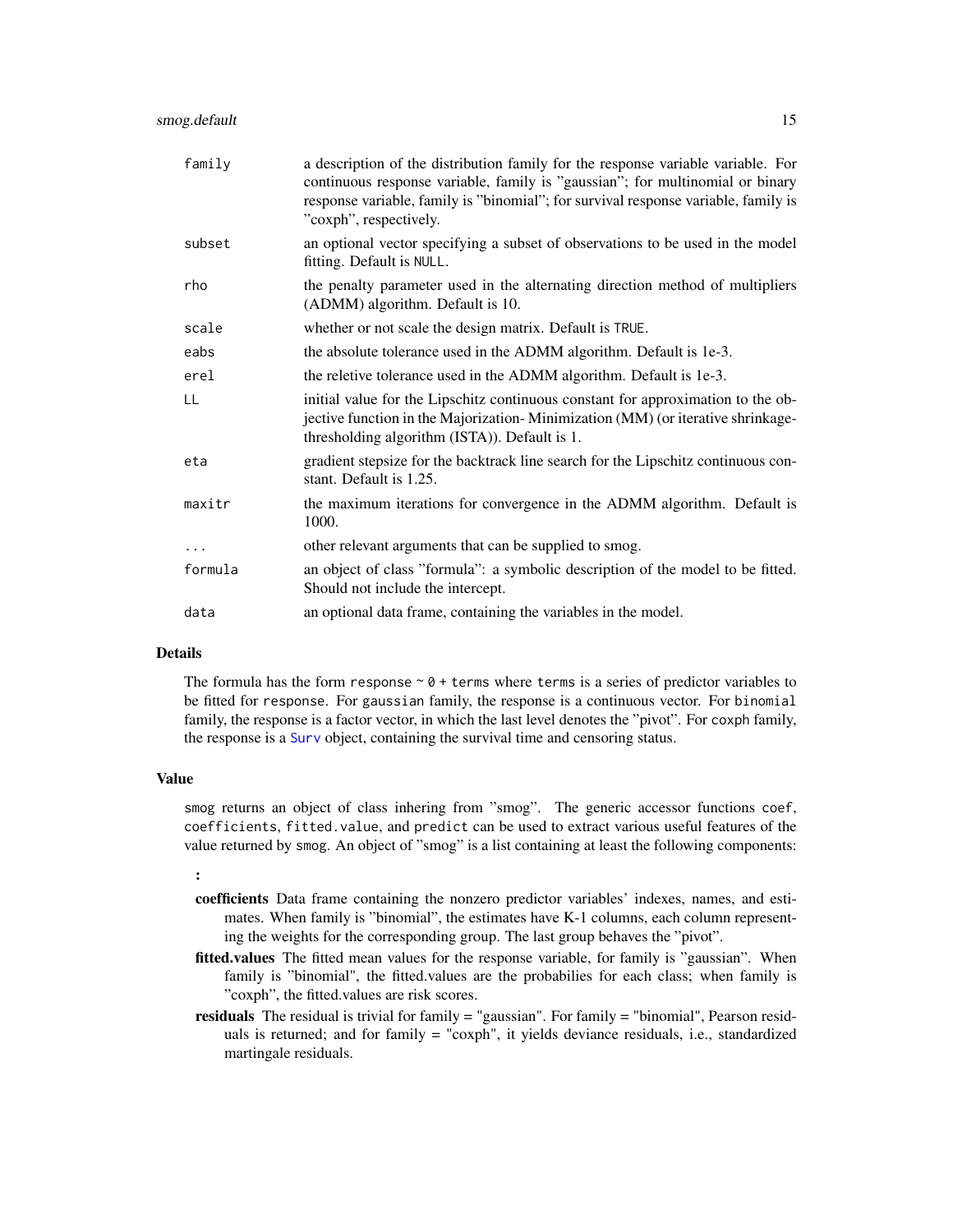| | |
|---|---|
| family | a description of the distribution family for the response variable variable. For continuous response variable, family is "gaussian"; for multinomial or binary response variable, family is "binomial"; for survival response variable, family is "coxph", respectively. |
| subset | an optional vector specifying a subset of observations to be used in the model fitting. Default is NULL. |
| rho | the penalty parameter used in the alternating direction method of multipliers (ADMM) algorithm. Default is 10. |
| scale | whether or not scale the design matrix. Default is TRUE. |
| eabs | the absolute tolerance used in the ADMM algorithm. Default is 1e-3. |
| erel | the reletive tolerance used in the ADMM algorithm. Default is 1e-3. |
| LL | initial value for the Lipschitz continuous constant for approximation to the objective function in the Majorization- Minimization (MM) (or iterative shrinkage-thresholding algorithm (ISTA)). Default is 1. |
| eta | gradient stepsize for the backtrack line search for the Lipschitz continuous constant. Default is 1.25. |
| maxitr | the maximum iterations for convergence in the ADMM algorithm. Default is 1000. |
| ... | other relevant arguments that can be supplied to smog. |
| formula | an object of class "formula": a symbolic description of the model to be fitted. Should not include the intercept. |
| data | an optional data frame, containing the variables in the model. |

### Details

The formula has the form `response ~ 0 + terms` where `terms` is a series of predictor variables to be fitted for `response`. For `gaussian` family, the response is a continuous vector. For `binomial` family, the response is a factor vector, in which the last level denotes the "pivot". For `coxph` family, the response is a `Surv` object, containing the survival time and censoring status.

### Value

`smog` returns an object of class inhering from "smog". The generic accessor functions `coef`, `coefficients`, `fitted.value`, and `predict` can be used to extract various useful features of the value returned by `smog`. An object of "smog" is a list containing at least the following components:

**:**

**coefficients** Data frame containing the nonzero predictor variables' indexes, names, and estimates. When family is "binomial", the estimates have K-1 columns, each column representing the weights for the corresponding group. The last group behaves the "pivot".

**fitted.values** The fitted mean values for the response variable, for family is "gaussian". When family is "binomial", the fitted.values are the probabilies for each class; when family is "coxph", the fitted.values are risk scores.

**residuals** The residual is trivial for family = "gaussian". For family = "binomial", Pearson residuals is returned; and for family = "coxph", it yields deviance residuals, i.e., standardized martingale residuals.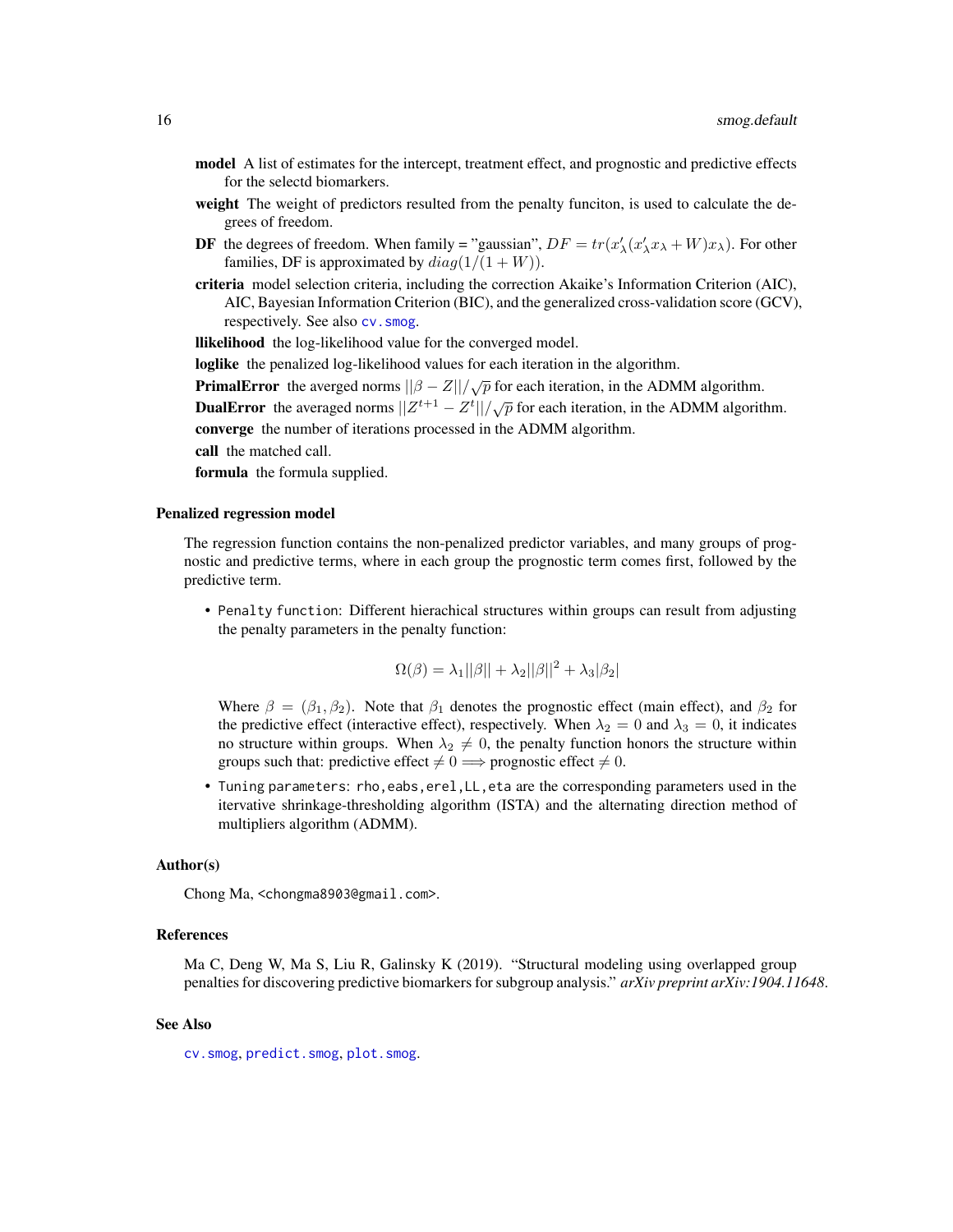**model** A list of estimates for the intercept, treatment effect, and prognostic and predictive effects for the selectd biomarkers.

**weight** The weight of predictors resulted from the penalty funciton, is used to calculate the degrees of freedom.

**DF** the degrees of freedom. When family = "gaussian", $DF = tr(x_\lambda'(x_\lambda' x_\lambda + W)x_\lambda)$. For other families, DF is approximated by $diag(1/(1+W))$.

**criteria** model selection criteria, including the correction Akaike's Information Criterion (AIC), AIC, Bayesian Information Criterion (BIC), and the generalized cross-validation score (GCV), respectively. See also `cv.smog`.

**llikelihood** the log-likelihood value for the converged model.

**loglike** the penalized log-likelihood values for each iteration in the algorithm.

**PrimalError** the averged norms $||\beta - Z||/\sqrt{p}$ for each iteration, in the ADMM algorithm.

**DualError** the averaged norms $||Z^{t+1} - Z^t||/\sqrt{p}$ for each iteration, in the ADMM algorithm.

**converge** the number of iterations processed in the ADMM algorithm.

**call** the matched call.

**formula** the formula supplied.

### Penalized regression model

The regression function contains the non-penalized predictor variables, and many groups of prognostic and predictive terms, where in each group the prognostic term comes first, followed by the predictive term.

- `Penalty function`: Different hierachical structures within groups can result from adjusting the penalty parameters in the penalty function:

$$\Omega(\beta) = \lambda_1||\beta|| + \lambda_2||\beta||^2 + \lambda_3|\beta_2|$$

  Where $\beta = (\beta_1, \beta_2)$. Note that $\beta_1$ denotes the prognostic effect (main effect), and $\beta_2$ for the predictive effect (interactive effect), respectively. When $\lambda_2 = 0$ and $\lambda_3 = 0$, it indicates no structure within groups. When $\lambda_2 \neq 0$, the penalty function honors the structure within groups such that: predictive effect $\neq 0 \Longrightarrow$ prognostic effect $\neq 0$.

- `Tuning parameters`: `rho`, `eabs`, `erel`, `LL`, `eta` are the corresponding parameters used in the itervative shrinkage-thresholding algorithm (ISTA) and the alternating direction method of multipliers algorithm (ADMM).

### Author(s)

Chong Ma, <chongma8903@gmail.com>.

### References

Ma C, Deng W, Ma S, Liu R, Galinsky K (2019). "Structural modeling using overlapped group penalties for discovering predictive biomarkers for subgroup analysis." *arXiv preprint arXiv:1904.11648*.

### See Also

`cv.smog`, `predict.smog`, `plot.smog`.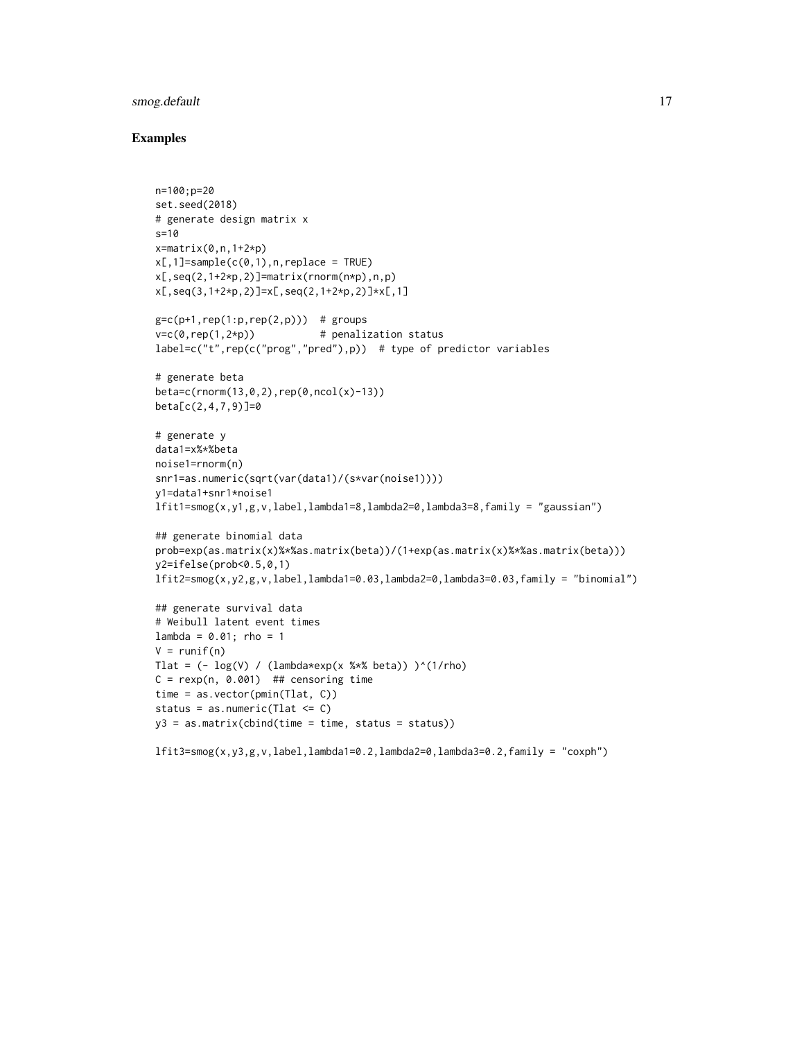## Examples

```
n=100;p=20
set.seed(2018)
# generate design matrix x
s=10
x=matrix(0,n,1+2*p)
x[,1]=sample(c(0,1),n,replace = TRUE)
x[,seq(2,1+2*p,2)]=matrix(rnorm(n*p),n,p)
x[,seq(3,1+2*p,2)]=x[,seq(2,1+2*p,2)]*x[,1]

g=c(p+1,rep(1:p,rep(2,p)))  # groups
v=c(0,rep(1,2*p))           # penalization status
label=c("t",rep(c("prog","pred"),p))  # type of predictor variables

# generate beta
beta=c(rnorm(13,0,2),rep(0,ncol(x)-13))
beta[c(2,4,7,9)]=0

# generate y
data1=x%*%beta
noise1=rnorm(n)
snr1=as.numeric(sqrt(var(data1)/(s*var(noise1))))
y1=data1+snr1*noise1
lfit1=smog(x,y1,g,v,label,lambda1=8,lambda2=0,lambda3=8,family = "gaussian")

## generate binomial data
prob=exp(as.matrix(x)%*%as.matrix(beta))/(1+exp(as.matrix(x)%*%as.matrix(beta)))
y2=ifelse(prob<0.5,0,1)
lfit2=smog(x,y2,g,v,label,lambda1=0.03,lambda2=0,lambda3=0.03,family = "binomial")

## generate survival data
# Weibull latent event times
lambda = 0.01; rho = 1
V = runif(n)
Tlat = (- log(V) / (lambda*exp(x %*% beta)) )^(1/rho)
C = rexp(n, 0.001)  ## censoring time
time = as.vector(pmin(Tlat, C))
status = as.numeric(Tlat <= C)
y3 = as.matrix(cbind(time = time, status = status))

lfit3=smog(x,y3,g,v,label,lambda1=0.2,lambda2=0,lambda3=0.2,family = "coxph")
```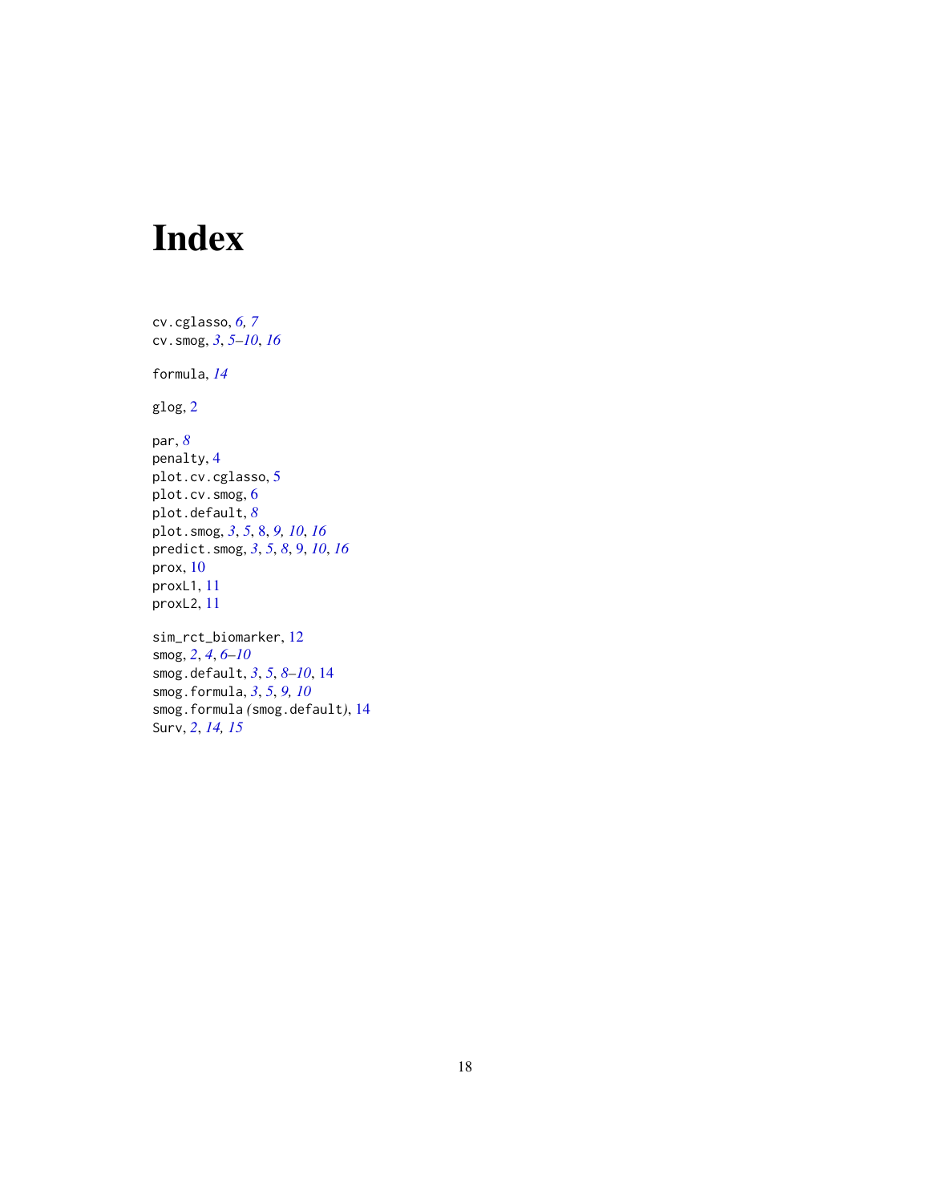# Index

cv.cglasso, *6, 7*
cv.smog, *3*, *5–10*, *16*

formula, *14*

glog, 2

par, *8*
penalty, 4
plot.cv.cglasso, 5
plot.cv.smog, 6
plot.default, *8*
plot.smog, *3*, *5*, 8, *9, 10*, *16*
predict.smog, *3*, *5*, *8*, 9, *10*, *16*
prox, 10
proxL1, 11
proxL2, 11

sim_rct_biomarker, 12
smog, *2*, *4*, *6–10*
smog.default, *3*, *5*, *8–10*, 14
smog.formula, *3*, *5*, *9, 10*
smog.formula (smog.default), 14
Surv, *2*, *14, 15*